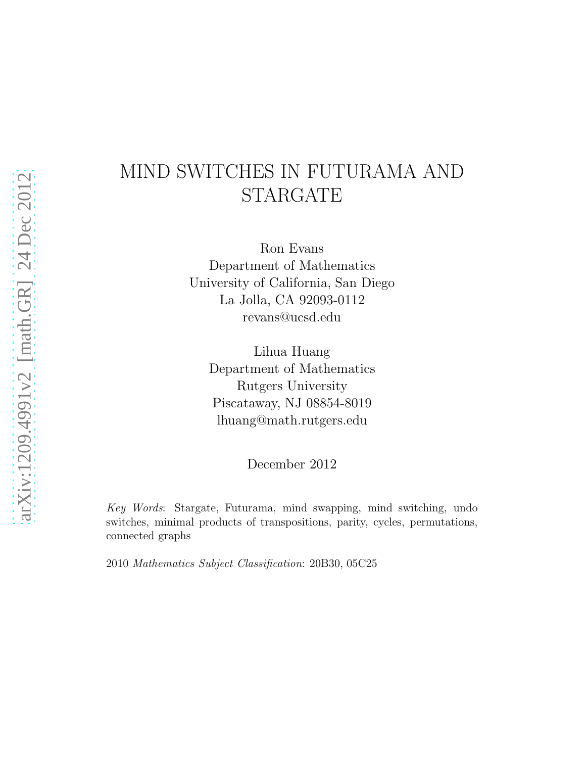# MIND SWITCHES IN FUTURAMA AND STARGATE

Ron Evans
Department of Mathematics
University of California, San Diego
La Jolla, CA 92093-0112
revans@ucsd.edu

Lihua Huang
Department of Mathematics
Rutgers University
Piscataway, NJ 08854-8019
lhuang@math.rutgers.edu

December 2012

*Key Words*: Stargate, Futurama, mind swapping, mind switching, undo switches, minimal products of transpositions, parity, cycles, permutations, connected graphs

2010 *Mathematics Subject Classification*: 20B30, 05C25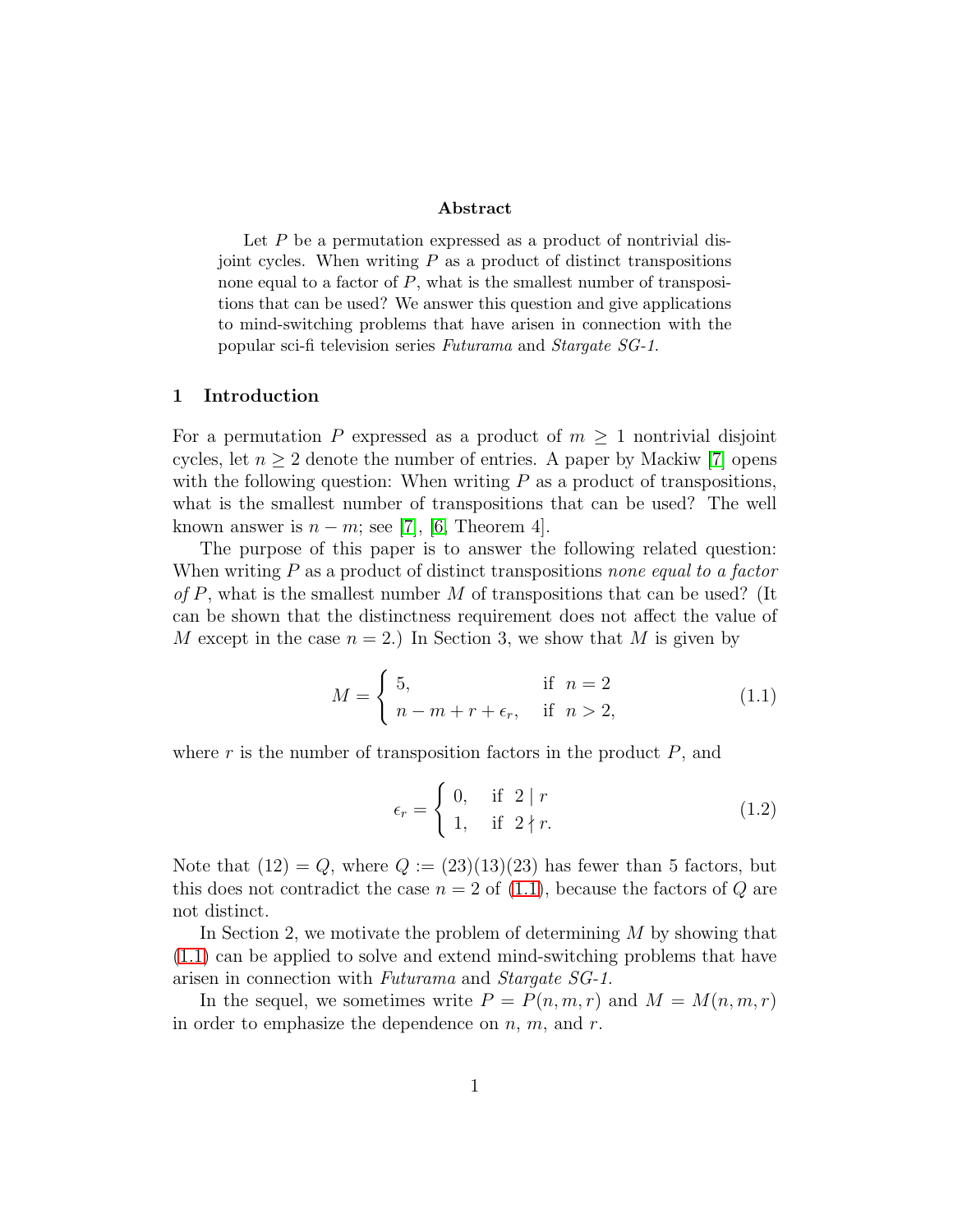## Abstract

Let $P$ be a permutation expressed as a product of nontrivial disjoint cycles. When writing $P$ as a product of distinct transpositions none equal to a factor of $P$, what is the smallest number of transpositions that can be used? We answer this question and give applications to mind-switching problems that have arisen in connection with the popular sci-fi television series *Futurama* and *Stargate SG-1*.

## 1 Introduction

For a permutation $P$ expressed as a product of $m \geq 1$ nontrivial disjoint cycles, let $n \geq 2$ denote the number of entries. A paper by Mackiw [7] opens with the following question: When writing $P$ as a product of transpositions, what is the smallest number of transpositions that can be used? The well known answer is $n - m$; see [7], [6, Theorem 4].

The purpose of this paper is to answer the following related question: When writing $P$ as a product of distinct transpositions *none equal to a factor of* $P$, what is the smallest number $M$ of transpositions that can be used? (It can be shown that the distinctness requirement does not affect the value of $M$ except in the case $n = 2$.) In Section 3, we show that $M$ is given by

$$M = \begin{cases} 5, & \text{if } \ n = 2 \\ n - m + r + \epsilon_r, & \text{if } \ n > 2, \end{cases} \tag{1.1}$$

where $r$ is the number of transposition factors in the product $P$, and

$$\epsilon_r = \begin{cases} 0, & \text{if } \ 2 \mid r \\ 1, & \text{if } \ 2 \nmid r. \end{cases} \tag{1.2}$$

Note that $(12) = Q$, where $Q := (23)(13)(23)$ has fewer than 5 factors, but this does not contradict the case $n = 2$ of (1.1), because the factors of $Q$ are not distinct.

In Section 2, we motivate the problem of determining $M$ by showing that (1.1) can be applied to solve and extend mind-switching problems that have arisen in connection with *Futurama* and *Stargate SG-1.*

In the sequel, we sometimes write $P = P(n, m, r)$ and $M = M(n, m, r)$ in order to emphasize the dependence on $n$, $m$, and $r$.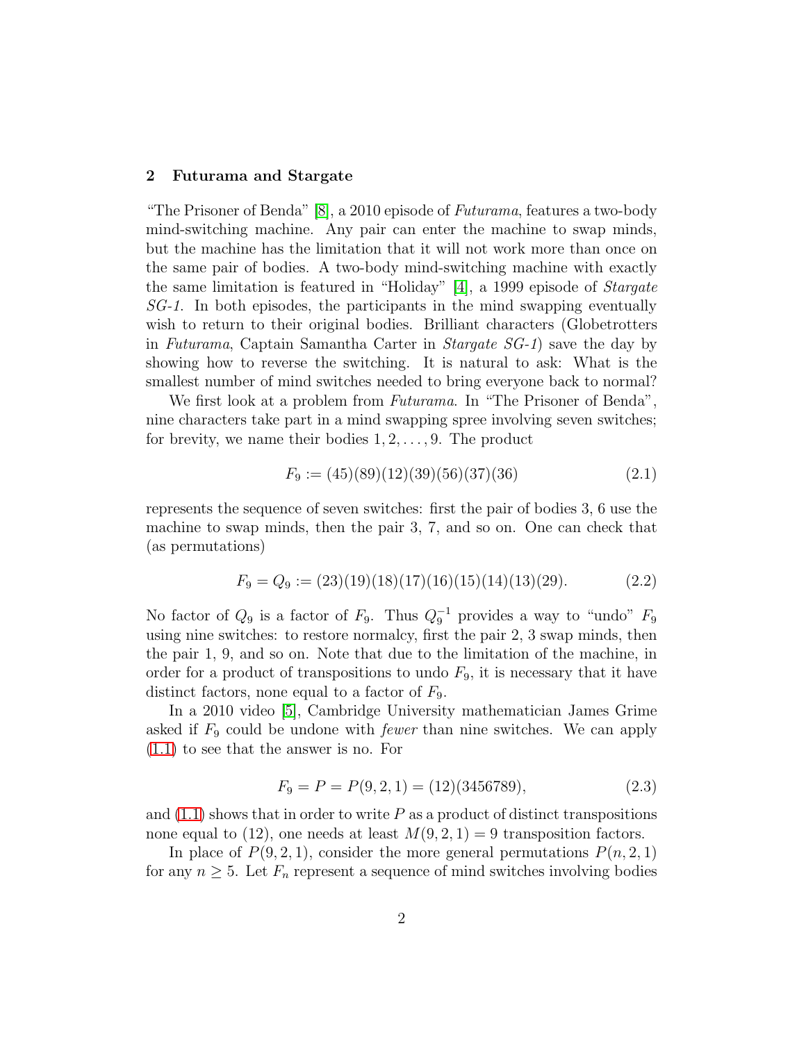## 2 Futurama and Stargate

"The Prisoner of Benda" [8], a 2010 episode of *Futurama*, features a two-body mind-switching machine. Any pair can enter the machine to swap minds, but the machine has the limitation that it will not work more than once on the same pair of bodies. A two-body mind-switching machine with exactly the same limitation is featured in "Holiday" [4], a 1999 episode of *Stargate SG-1*. In both episodes, the participants in the mind swapping eventually wish to return to their original bodies. Brilliant characters (Globetrotters in *Futurama*, Captain Samantha Carter in *Stargate SG-1*) save the day by showing how to reverse the switching. It is natural to ask: What is the smallest number of mind switches needed to bring everyone back to normal?

We first look at a problem from *Futurama*. In "The Prisoner of Benda", nine characters take part in a mind swapping spree involving seven switches; for brevity, we name their bodies $1, 2, \ldots, 9$. The product

$$F_9 := (45)(89)(12)(39)(56)(37)(36) \tag{2.1}$$

represents the sequence of seven switches: first the pair of bodies 3, 6 use the machine to swap minds, then the pair 3, 7, and so on. One can check that (as permutations)

$$F_9 = Q_9 := (23)(19)(18)(17)(16)(15)(14)(13)(29). \tag{2.2}$$

No factor of $Q_9$ is a factor of $F_9$. Thus $Q_9^{-1}$ provides a way to "undo" $F_9$ using nine switches: to restore normalcy, first the pair 2, 3 swap minds, then the pair 1, 9, and so on. Note that due to the limitation of the machine, in order for a product of transpositions to undo $F_9$, it is necessary that it have distinct factors, none equal to a factor of $F_9$.

In a 2010 video [5], Cambridge University mathematician James Grime asked if $F_9$ could be undone with *fewer* than nine switches. We can apply (1.1) to see that the answer is no. For

$$F_9 = P = P(9, 2, 1) = (12)(3456789), \tag{2.3}$$

and (1.1) shows that in order to write $P$ as a product of distinct transpositions none equal to (12), one needs at least $M(9, 2, 1) = 9$ transposition factors.

In place of $P(9, 2, 1)$, consider the more general permutations $P(n, 2, 1)$ for any $n \geq 5$. Let $F_n$ represent a sequence of mind switches involving bodies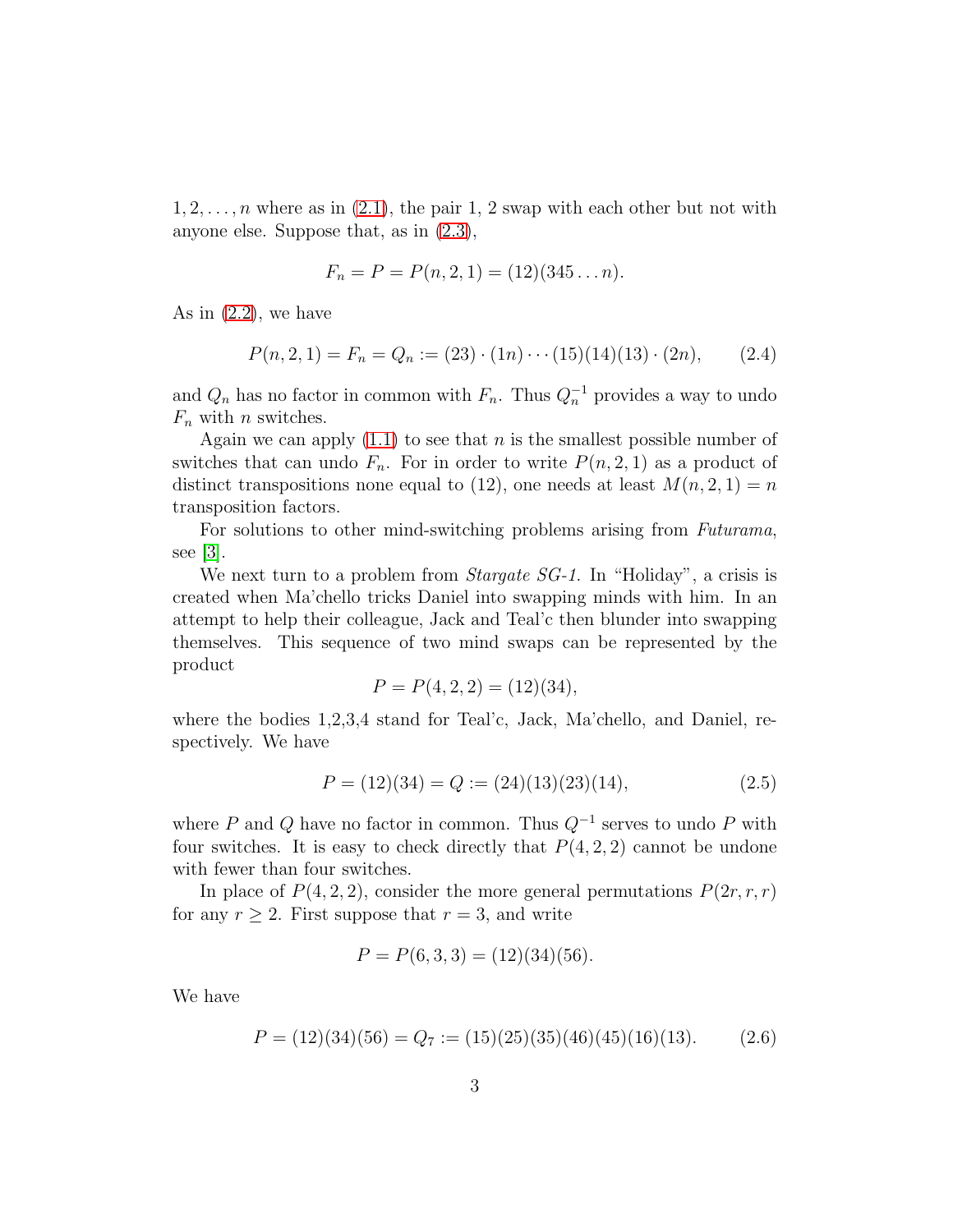$1, 2, \ldots, n$ where as in (2.1), the pair 1, 2 swap with each other but not with anyone else. Suppose that, as in (2.3),

$$F_n = P = P(n, 2, 1) = (12)(345 \ldots n).$$

As in (2.2), we have

$$P(n, 2, 1) = F_n = Q_n := (23) \cdot (1n) \cdots (15)(14)(13) \cdot (2n), \tag{2.4}$$

and $Q_n$ has no factor in common with $F_n$. Thus $Q_n^{-1}$ provides a way to undo $F_n$ with $n$ switches.

Again we can apply (1.1) to see that $n$ is the smallest possible number of switches that can undo $F_n$. For in order to write $P(n, 2, 1)$ as a product of distinct transpositions none equal to (12), one needs at least $M(n, 2, 1) = n$ transposition factors.

For solutions to other mind-switching problems arising from *Futurama*, see [3].

We next turn to a problem from *Stargate SG-1*. In "Holiday", a crisis is created when Ma'chello tricks Daniel into swapping minds with him. In an attempt to help their colleague, Jack and Teal'c then blunder into swapping themselves. This sequence of two mind swaps can be represented by the product

$$P = P(4, 2, 2) = (12)(34),$$

where the bodies 1,2,3,4 stand for Teal'c, Jack, Ma'chello, and Daniel, respectively. We have

$$P = (12)(34) = Q := (24)(13)(23)(14), \tag{2.5}$$

where $P$ and $Q$ have no factor in common. Thus $Q^{-1}$ serves to undo $P$ with four switches. It is easy to check directly that $P(4, 2, 2)$ cannot be undone with fewer than four switches.

In place of $P(4, 2, 2)$, consider the more general permutations $P(2r, r, r)$ for any $r \geq 2$. First suppose that $r = 3$, and write

$$P = P(6, 3, 3) = (12)(34)(56).$$

We have

$$P = (12)(34)(56) = Q_7 := (15)(25)(35)(46)(45)(16)(13). \tag{2.6}$$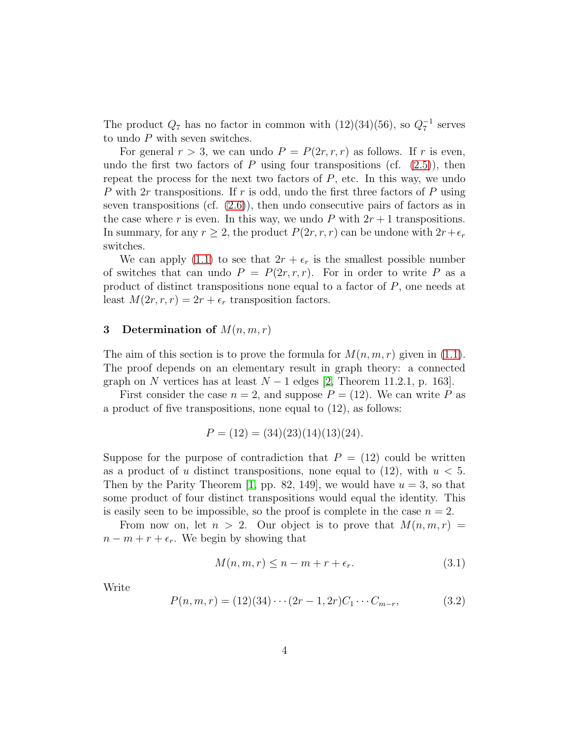The product $Q_7$ has no factor in common with $(12)(34)(56)$, so $Q_7^{-1}$ serves to undo $P$ with seven switches.

For general $r > 3$, we can undo $P = P(2r, r, r)$ as follows. If $r$ is even, undo the first two factors of $P$ using four transpositions (cf. (2.5)), then repeat the process for the next two factors of $P$, etc. In this way, we undo $P$ with $2r$ transpositions. If $r$ is odd, undo the first three factors of $P$ using seven transpositions (cf. (2.6)), then undo consecutive pairs of factors as in the case where $r$ is even. In this way, we undo $P$ with $2r + 1$ transpositions. In summary, for any $r \geq 2$, the product $P(2r, r, r)$ can be undone with $2r + \epsilon_r$ switches.

We can apply (1.1) to see that $2r + \epsilon_r$ is the smallest possible number of switches that can undo $P = P(2r, r, r)$. For in order to write $P$ as a product of distinct transpositions none equal to a factor of $P$, one needs at least $M(2r, r, r) = 2r + \epsilon_r$ transposition factors.

## 3 Determination of $M(n, m, r)$

The aim of this section is to prove the formula for $M(n, m, r)$ given in (1.1). The proof depends on an elementary result in graph theory: a connected graph on $N$ vertices has at least $N - 1$ edges [2, Theorem 11.2.1, p. 163].

First consider the case $n = 2$, and suppose $P = (12)$. We can write $P$ as a product of five transpositions, none equal to $(12)$, as follows:

$$P = (12) = (34)(23)(14)(13)(24).$$

Suppose for the purpose of contradiction that $P = (12)$ could be written as a product of $u$ distinct transpositions, none equal to $(12)$, with $u < 5$. Then by the Parity Theorem [1, pp. 82, 149], we would have $u = 3$, so that some product of four distinct transpositions would equal the identity. This is easily seen to be impossible, so the proof is complete in the case $n = 2$.

From now on, let $n > 2$. Our object is to prove that $M(n, m, r) = n - m + r + \epsilon_r$. We begin by showing that

$$M(n, m, r) \leq n - m + r + \epsilon_r. \tag{3.1}$$

Write

$$P(n, m, r) = (12)(34) \cdots (2r - 1, 2r) C_1 \cdots C_{m-r}, \tag{3.2}$$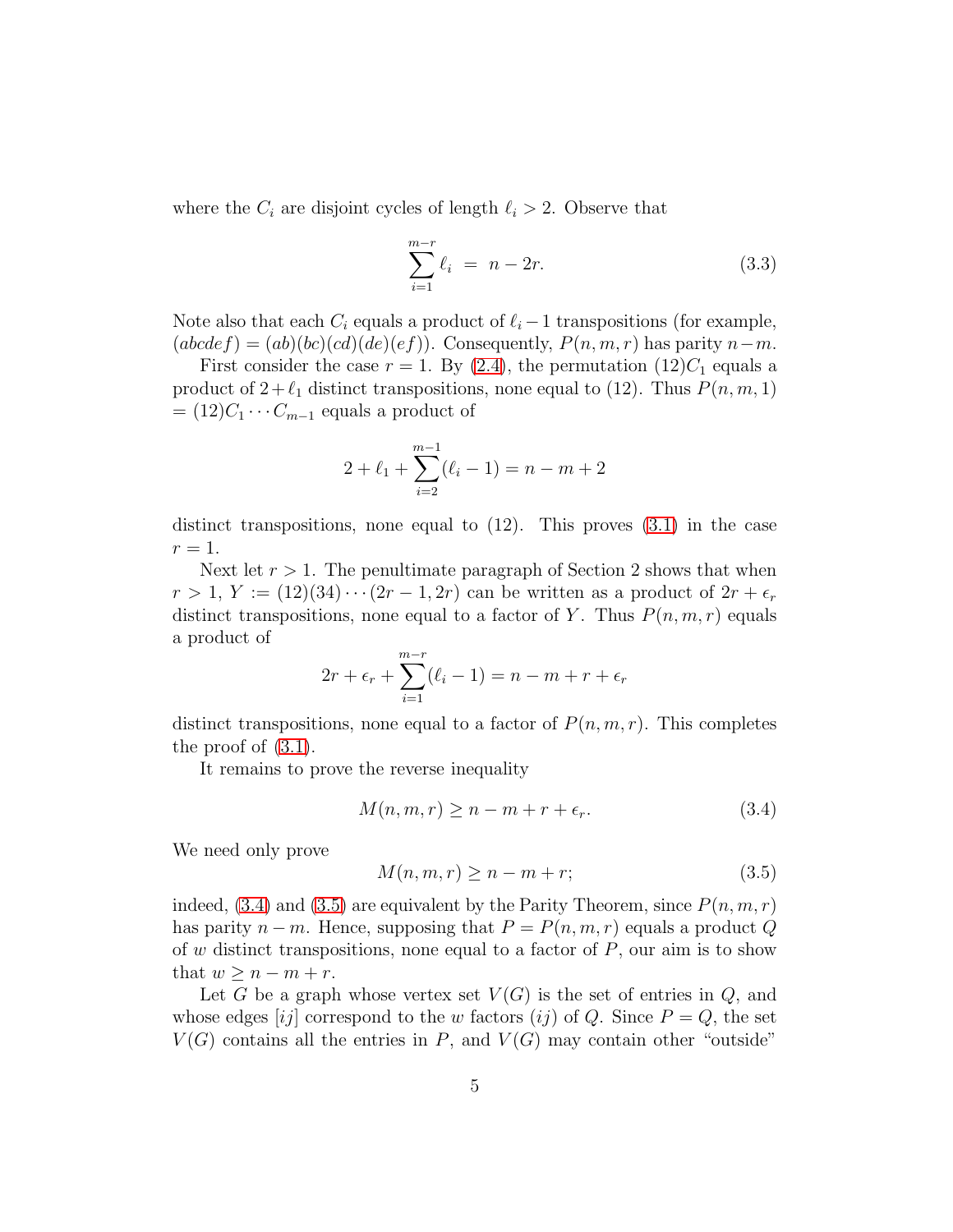where the $C_i$ are disjoint cycles of length $\ell_i > 2$. Observe that

$$\sum_{i=1}^{m-r} \ell_i \;=\; n - 2r. \tag{3.3}$$

Note also that each $C_i$ equals a product of $\ell_i - 1$ transpositions (for example, $(abcdef) = (ab)(bc)(cd)(de)(ef)$). Consequently, $P(n, m, r)$ has parity $n - m$.

First consider the case $r = 1$. By (2.4), the permutation $(12)C_1$ equals a product of $2 + \ell_1$ distinct transpositions, none equal to $(12)$. Thus $P(n, m, 1) = (12)C_1 \cdots C_{m-1}$ equals a product of

$$2 + \ell_1 + \sum_{i=2}^{m-1} (\ell_i - 1) = n - m + 2$$

distinct transpositions, none equal to $(12)$. This proves (3.1) in the case $r = 1$.

Next let $r > 1$. The penultimate paragraph of Section 2 shows that when $r > 1$, $Y := (12)(34) \cdots (2r-1, 2r)$ can be written as a product of $2r + \epsilon_r$ distinct transpositions, none equal to a factor of $Y$. Thus $P(n, m, r)$ equals a product of

$$2r + \epsilon_r + \sum_{i=1}^{m-r} (\ell_i - 1) = n - m + r + \epsilon_r$$

distinct transpositions, none equal to a factor of $P(n, m, r)$. This completes the proof of (3.1).

It remains to prove the reverse inequality

$$M(n, m, r) \geq n - m + r + \epsilon_r. \tag{3.4}$$

We need only prove

$$M(n, m, r) \geq n - m + r; \tag{3.5}$$

indeed, (3.4) and (3.5) are equivalent by the Parity Theorem, since $P(n, m, r)$ has parity $n - m$. Hence, supposing that $P = P(n, m, r)$ equals a product $Q$ of $w$ distinct transpositions, none equal to a factor of $P$, our aim is to show that $w \geq n - m + r$.

Let $G$ be a graph whose vertex set $V(G)$ is the set of entries in $Q$, and whose edges $[ij]$ correspond to the $w$ factors $(ij)$ of $Q$. Since $P = Q$, the set $V(G)$ contains all the entries in $P$, and $V(G)$ may contain other "outside"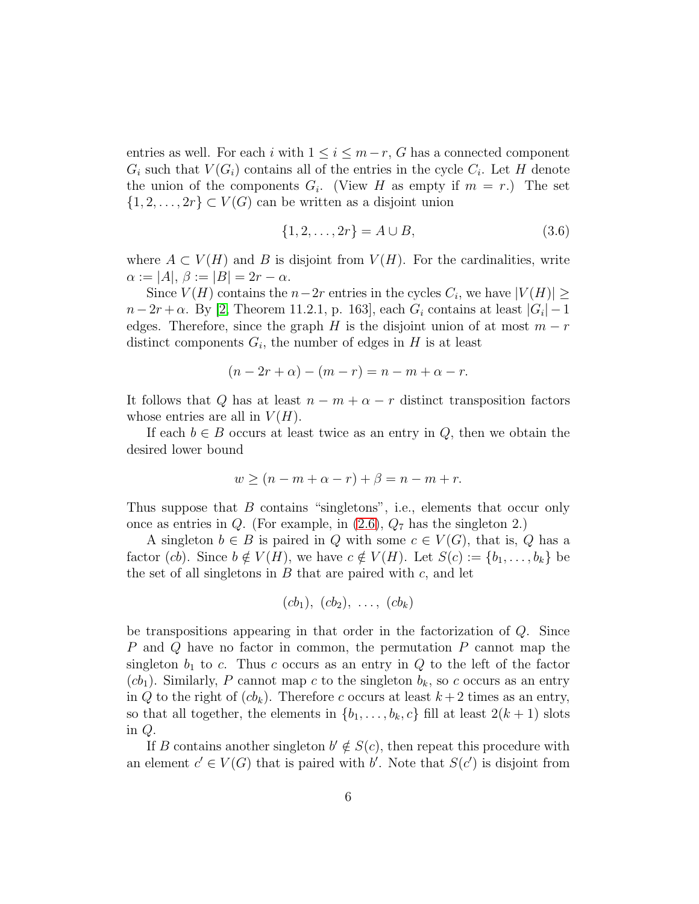entries as well. For each $i$ with $1 \leq i \leq m-r$, $G$ has a connected component $G_i$ such that $V(G_i)$ contains all of the entries in the cycle $C_i$. Let $H$ denote the union of the components $G_i$. (View $H$ as empty if $m = r$.) The set $\{1, 2, \ldots, 2r\} \subset V(G)$ can be written as a disjoint union

$$\{1, 2, \ldots, 2r\} = A \cup B, \tag{3.6}$$

where $A \subset V(H)$ and $B$ is disjoint from $V(H)$. For the cardinalities, write $\alpha := |A|$, $\beta := |B| = 2r - \alpha$.

Since $V(H)$ contains the $n-2r$ entries in the cycles $C_i$, we have $|V(H)| \geq n - 2r + \alpha$. By [2, Theorem 11.2.1, p. 163], each $G_i$ contains at least $|G_i| - 1$ edges. Therefore, since the graph $H$ is the disjoint union of at most $m - r$ distinct components $G_i$, the number of edges in $H$ is at least

$$(n - 2r + \alpha) - (m - r) = n - m + \alpha - r.$$

It follows that $Q$ has at least $n - m + \alpha - r$ distinct transposition factors whose entries are all in $V(H)$.

If each $b \in B$ occurs at least twice as an entry in $Q$, then we obtain the desired lower bound

$$w \geq (n - m + \alpha - r) + \beta = n - m + r.$$

Thus suppose that $B$ contains "singletons", i.e., elements that occur only once as entries in $Q$. (For example, in (2.6), $Q_7$ has the singleton 2.)

A singleton $b \in B$ is paired in $Q$ with some $c \in V(G)$, that is, $Q$ has a factor $(cb)$. Since $b \notin V(H)$, we have $c \notin V(H)$. Let $S(c) := \{b_1, \ldots, b_k\}$ be the set of all singletons in $B$ that are paired with $c$, and let

$$(cb_1),\ (cb_2),\ \ldots,\ (cb_k)$$

be transpositions appearing in that order in the factorization of $Q$. Since $P$ and $Q$ have no factor in common, the permutation $P$ cannot map the singleton $b_1$ to $c$. Thus $c$ occurs as an entry in $Q$ to the left of the factor $(cb_1)$. Similarly, $P$ cannot map $c$ to the singleton $b_k$, so $c$ occurs as an entry in $Q$ to the right of $(cb_k)$. Therefore $c$ occurs at least $k+2$ times as an entry, so that all together, the elements in $\{b_1, \ldots, b_k, c\}$ fill at least $2(k+1)$ slots in $Q$.

If $B$ contains another singleton $b' \notin S(c)$, then repeat this procedure with an element $c' \in V(G)$ that is paired with $b'$. Note that $S(c')$ is disjoint from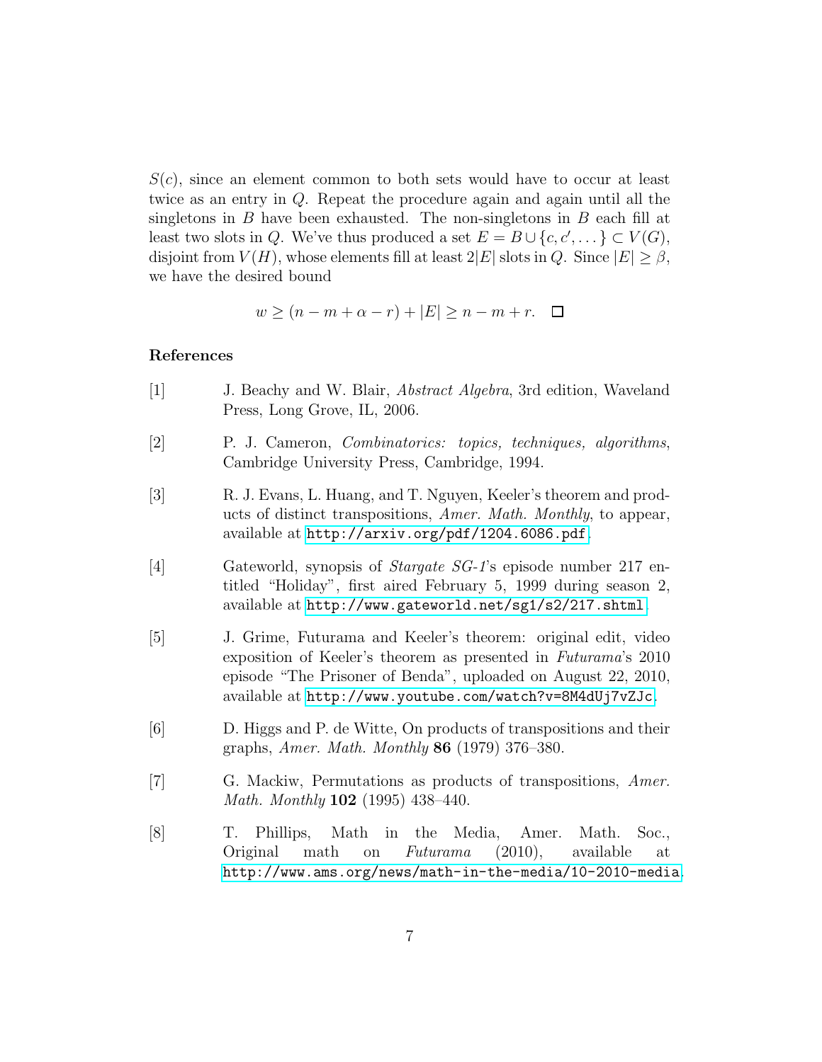$S(c)$, since an element common to both sets would have to occur at least twice as an entry in $Q$. Repeat the procedure again and again until all the singletons in $B$ have been exhausted. The non-singletons in $B$ each fill at least two slots in $Q$. We've thus produced a set $E = B \cup \{c, c', \dots\} \subset V(G)$, disjoint from $V(H)$, whose elements fill at least $2|E|$ slots in $Q$. Since $|E| \geq \beta$, we have the desired bound

$$w \geq (n - m + \alpha - r) + |E| \geq n - m + r. \quad \square$$

**References**

[1] J. Beachy and W. Blair, *Abstract Algebra*, 3rd edition, Waveland Press, Long Grove, IL, 2006.

[2] P. J. Cameron, *Combinatorics: topics, techniques, algorithms*, Cambridge University Press, Cambridge, 1994.

[3] R. J. Evans, L. Huang, and T. Nguyen, Keeler's theorem and products of distinct transpositions, *Amer. Math. Monthly*, to appear, available at http://arxiv.org/pdf/1204.6086.pdf.

[4] Gateworld, synopsis of *Stargate SG-1*'s episode number 217 entitled "Holiday", first aired February 5, 1999 during season 2, available at http://www.gateworld.net/sg1/s2/217.shtml.

[5] J. Grime, Futurama and Keeler's theorem: original edit, video exposition of Keeler's theorem as presented in *Futurama*'s 2010 episode "The Prisoner of Benda", uploaded on August 22, 2010, available at http://www.youtube.com/watch?v=8M4dUj7vZJc.

[6] D. Higgs and P. de Witte, On products of transpositions and their graphs, *Amer. Math. Monthly* **86** (1979) 376–380.

[7] G. Mackiw, Permutations as products of transpositions, *Amer. Math. Monthly* **102** (1995) 438–440.

[8] T. Phillips, Math in the Media, Amer. Math. Soc., Original math on *Futurama* (2010), available at http://www.ams.org/news/math-in-the-media/10-2010-media.